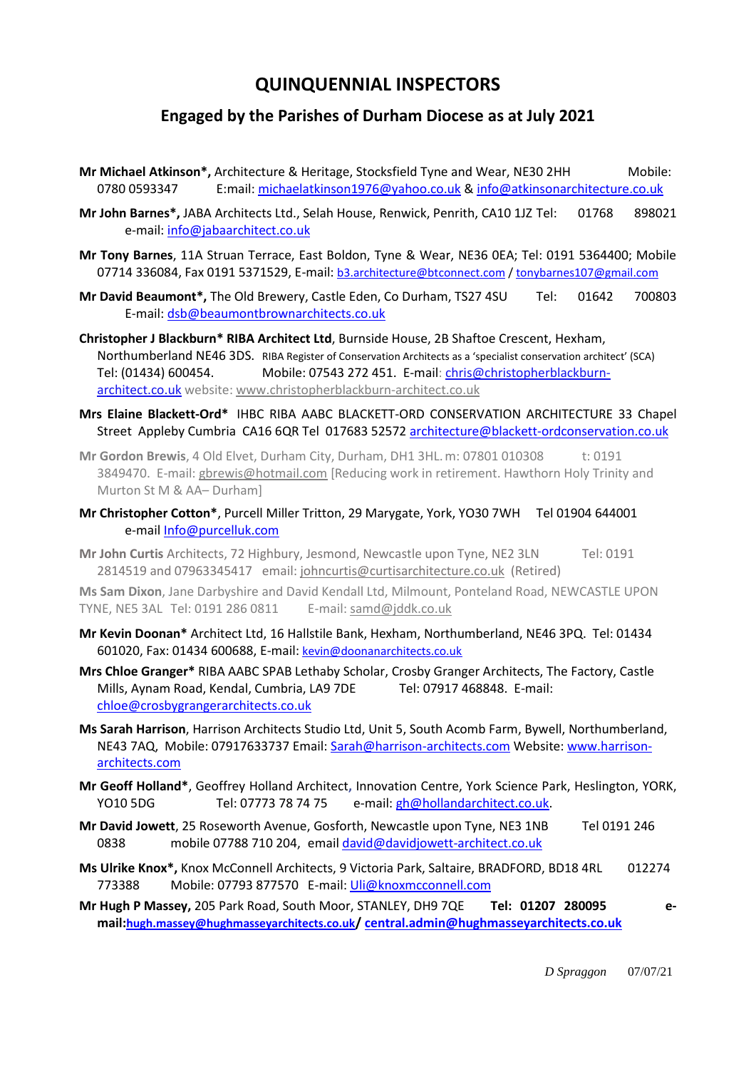# QUINQUENNIAL INSPECTORS

## Engaged by the Parishes of Durham Diocese as at July 2021

**Mr Michael Atkinson*,** Architecture & Heritage, Stocksfield Tyne and Wear, NE30 2HH Mobile: 0780 0593347 E:mail: michaelatkinson1976@yahoo.co.uk & info@atkinsonarchitecture.co.uk

**Mr John Barnes*,** JABA Architects Ltd., Selah House, Renwick, Penrith, CA10 1JZ Tel: 01768 898021 e-mail: info@jabaarchitect.co.uk

**Mr Tony Barnes**, 11A Struan Terrace, East Boldon, Tyne & Wear, NE36 0EA; Tel: 0191 5364400; Mobile 07714 336084, Fax 0191 5371529, E-mail: b3.architecture@btconnect.com / tonybarnes107@gmail.com

**Mr David Beaumont*,** The Old Brewery, Castle Eden, Co Durham, TS27 4SU Tel: 01642 700803 E-mail: dsb@beaumontbrownarchitects.co.uk

**Christopher J Blackburn* RIBA Architect Ltd**, Burnside House, 2B Shaftoe Crescent, Hexham, Northumberland NE46 3DS. RIBA Register of Conservation Architects as a 'specialist conservation architect' (SCA) Tel: (01434) 600454. Mobile: 07543 272 451. E-mail: chris@christopherblackburn-architect.co.uk website: www.christopherblackburn-architect.co.uk

**Mrs Elaine Blackett-Ord*** IHBC RIBA AABC BLACKETT-ORD CONSERVATION ARCHITECTURE 33 Chapel Street Appleby Cumbria CA16 6QR Tel 017683 52572 architecture@blackett-ordconservation.co.uk

**Mr Gordon Brewis**, 4 Old Elvet, Durham City, Durham, DH1 3HL. m: 07801 010308 t: 0191 3849470. E-mail: gbrewis@hotmail.com [Reducing work in retirement. Hawthorn Holy Trinity and Murton St M & AA– Durham]

**Mr Christopher Cotton***, Purcell Miller Tritton, 29 Marygate, York, YO30 7WH Tel 01904 644001 e-mail Info@purcelluk.com

**Mr John Curtis** Architects, 72 Highbury, Jesmond, Newcastle upon Tyne, NE2 3LN Tel: 0191 2814519 and 07963345417 email: johncurtis@curtisarchitecture.co.uk (Retired)

**Ms Sam Dixon**, Jane Darbyshire and David Kendall Ltd, Milmount, Ponteland Road, NEWCASTLE UPON TYNE, NE5 3AL Tel: 0191 286 0811 E-mail: samd@jddk.co.uk

**Mr Kevin Doonan*** Architect Ltd, 16 Hallstile Bank, Hexham, Northumberland, NE46 3PQ. Tel: 01434 601020, Fax: 01434 600688, E-mail: kevin@doonanarchitects.co.uk

**Mrs Chloe Granger*** RIBA AABC SPAB Lethaby Scholar, Crosby Granger Architects, The Factory, Castle Mills, Aynam Road, Kendal, Cumbria, LA9 7DE Tel: 07917 468848. E-mail: chloe@crosbygrangerarchitects.co.uk

**Ms Sarah Harrison**, Harrison Architects Studio Ltd, Unit 5, South Acomb Farm, Bywell, Northumberland, NE43 7AQ, Mobile: 07917633737 Email: Sarah@harrison-architects.com Website: www.harrison-architects.com

**Mr Geoff Holland***, Geoffrey Holland Architect, Innovation Centre, York Science Park, Heslington, YORK, YO10 5DG Tel: 07773 78 74 75 e-mail: gh@hollandarchitect.co.uk.

**Mr David Jowett**, 25 Roseworth Avenue, Gosforth, Newcastle upon Tyne, NE3 1NB Tel 0191 246 0838 mobile 07788 710 204, email david@davidjowett-architect.co.uk

**Ms Ulrike Knox*,** Knox McConnell Architects, 9 Victoria Park, Saltaire, BRADFORD, BD18 4RL 012274 773388 Mobile: 07793 877570 E-mail: Uli@knoxmcconnell.com

**Mr Hugh P Massey,** 205 Park Road, South Moor, STANLEY, DH9 7QE **Tel: 01207 280095 e-mail:hugh.massey@hughmasseyarchitects.co.uk/ central.admin@hughmasseyarchitects.co.uk**

*D Spraggon* 07/07/21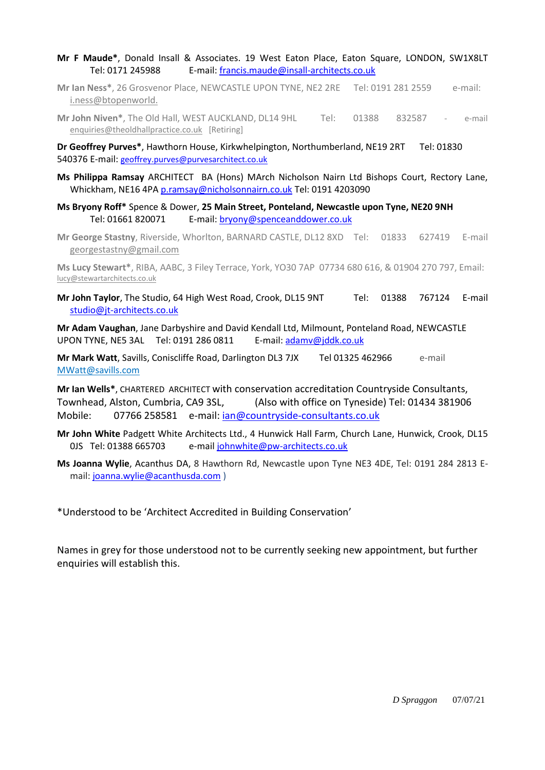**Mr F Maude***, Donald Insall & Associates. 19 West Eaton Place, Eaton Square, LONDON, SW1X8LT Tel: 0171 245988 E-mail: francis.maude@insall-architects.co.uk

**Mr Ian Ness***, 26 Grosvenor Place, NEWCASTLE UPON TYNE, NE2 2RE Tel: 0191 281 2559 e-mail: i.ness@btopenworld.

**Mr John Niven***, The Old Hall, WEST AUCKLAND, DL14 9HL Tel: 01388 832587 - e-mail enquiries@theoldhallpractice.co.uk [Retiring]

**Dr Geoffrey Purves***, Hawthorn House, Kirkwhelpington, Northumberland, NE19 2RT Tel: 01830 540376 E-mail: geoffrey.purves@purvesarchitect.co.uk

**Ms Philippa Ramsay** ARCHITECT BA (Hons) MArch Nicholson Nairn Ltd Bishops Court, Rectory Lane, Whickham, NE16 4PA p.ramsay@nicholsonnairn.co.uk Tel: 0191 4203090

**Ms Bryony Roff*** Spence & Dower, **25 Main Street, Ponteland, Newcastle upon Tyne, NE20 9NH** Tel: 01661 820071 E-mail: bryony@spenceanddower.co.uk

**Mr George Stastny**, Riverside, Whorlton, BARNARD CASTLE, DL12 8XD Tel: 01833 627419 E-mail georgestastny@gmail.com

**Ms Lucy Stewart***, RIBA, AABC, 3 Filey Terrace, York, YO30 7AP 07734 680 616, & 01904 270 797, Email: lucy@stewartarchitects.co.uk

**Mr John Taylor**, The Studio, 64 High West Road, Crook, DL15 9NT Tel: 01388 767124 E-mail studio@jt-architects.co.uk

**Mr Adam Vaughan**, Jane Darbyshire and David Kendall Ltd, Milmount, Ponteland Road, NEWCASTLE UPON TYNE, NE5 3AL Tel: 0191 286 0811 E-mail: adamv@jddk.co.uk

**Mr Mark Watt**, Savills, Coniscliffe Road, Darlington DL3 7JX Tel 01325 462966 e-mail MWatt@savills.com

**Mr Ian Wells***, CHARTERED ARCHITECT with conservation accreditation Countryside Consultants, Townhead, Alston, Cumbria, CA9 3SL, (Also with office on Tyneside) Tel: 01434 381906 Mobile: 07766 258581 e-mail: ian@countryside-consultants.co.uk

**Mr John White** Padgett White Architects Ltd., 4 Hunwick Hall Farm, Church Lane, Hunwick, Crook, DL15 0JS Tel: 01388 665703 e-mail johnwhite@pw-architects.co.uk

**Ms Joanna Wylie**, Acanthus DA, 8 Hawthorn Rd, Newcastle upon Tyne NE3 4DE, Tel: 0191 284 2813 E-mail: joanna.wylie@acanthusda.com )

*Understood to be 'Architect Accredited in Building Conservation'

Names in grey for those understood not to be currently seeking new appointment, but further enquiries will establish this.

*D Spraggon* 07/07/21